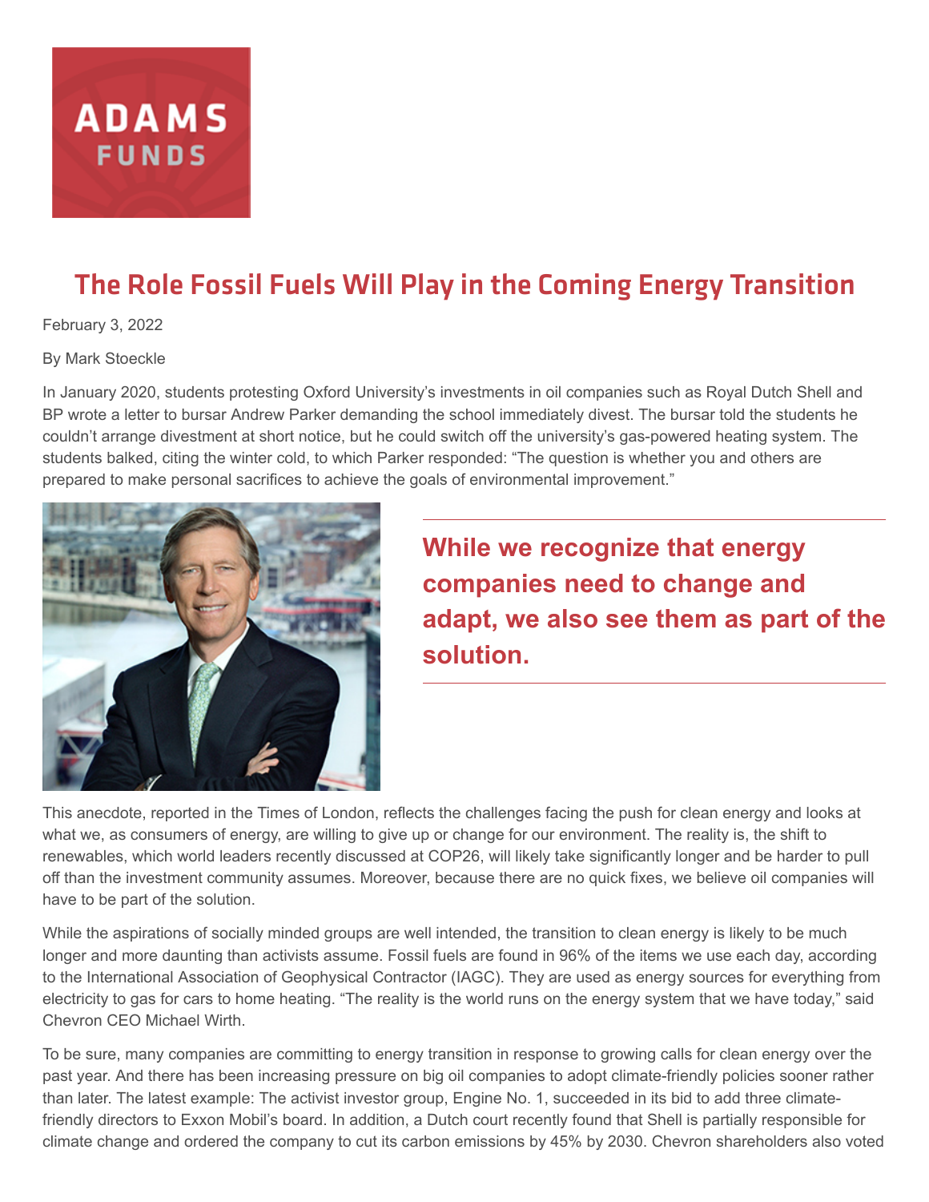ADAMS FUNDS

# The Role Fossil Fuels Will Play in the Coming Energy Transition

February 3, 2022

By Mark Stoeckle

In January 2020, students protesting Oxford University's investments in oil companies such as Royal Dutch Shell and BP wrote a letter to bursar Andrew Parker demanding the school immediately divest. The bursar told the students he couldn't arrange divestment at short notice, but he could switch off the university's gas-powered heating system. The students balked, citing the winter cold, to which Parker responded: "The question is whether you and others are prepared to make personal sacrifices to achieve the goals of environmental improvement."

> **While we recognize that energy companies need to change and adapt, we also see them as part of the solution.**

This anecdote, reported in the Times of London, reflects the challenges facing the push for clean energy and looks at what we, as consumers of energy, are willing to give up or change for our environment. The reality is, the shift to renewables, which world leaders recently discussed at COP26, will likely take significantly longer and be harder to pull off than the investment community assumes. Moreover, because there are no quick fixes, we believe oil companies will have to be part of the solution.

While the aspirations of socially minded groups are well intended, the transition to clean energy is likely to be much longer and more daunting than activists assume. Fossil fuels are found in 96% of the items we use each day, according to the International Association of Geophysical Contractor (IAGC). They are used as energy sources for everything from electricity to gas for cars to home heating. "The reality is the world runs on the energy system that we have today," said Chevron CEO Michael Wirth.

To be sure, many companies are committing to energy transition in response to growing calls for clean energy over the past year. And there has been increasing pressure on big oil companies to adopt climate-friendly policies sooner rather than later. The latest example: The activist investor group, Engine No. 1, succeeded in its bid to add three climate-friendly directors to Exxon Mobil's board. In addition, a Dutch court recently found that Shell is partially responsible for climate change and ordered the company to cut its carbon emissions by 45% by 2030. Chevron shareholders also voted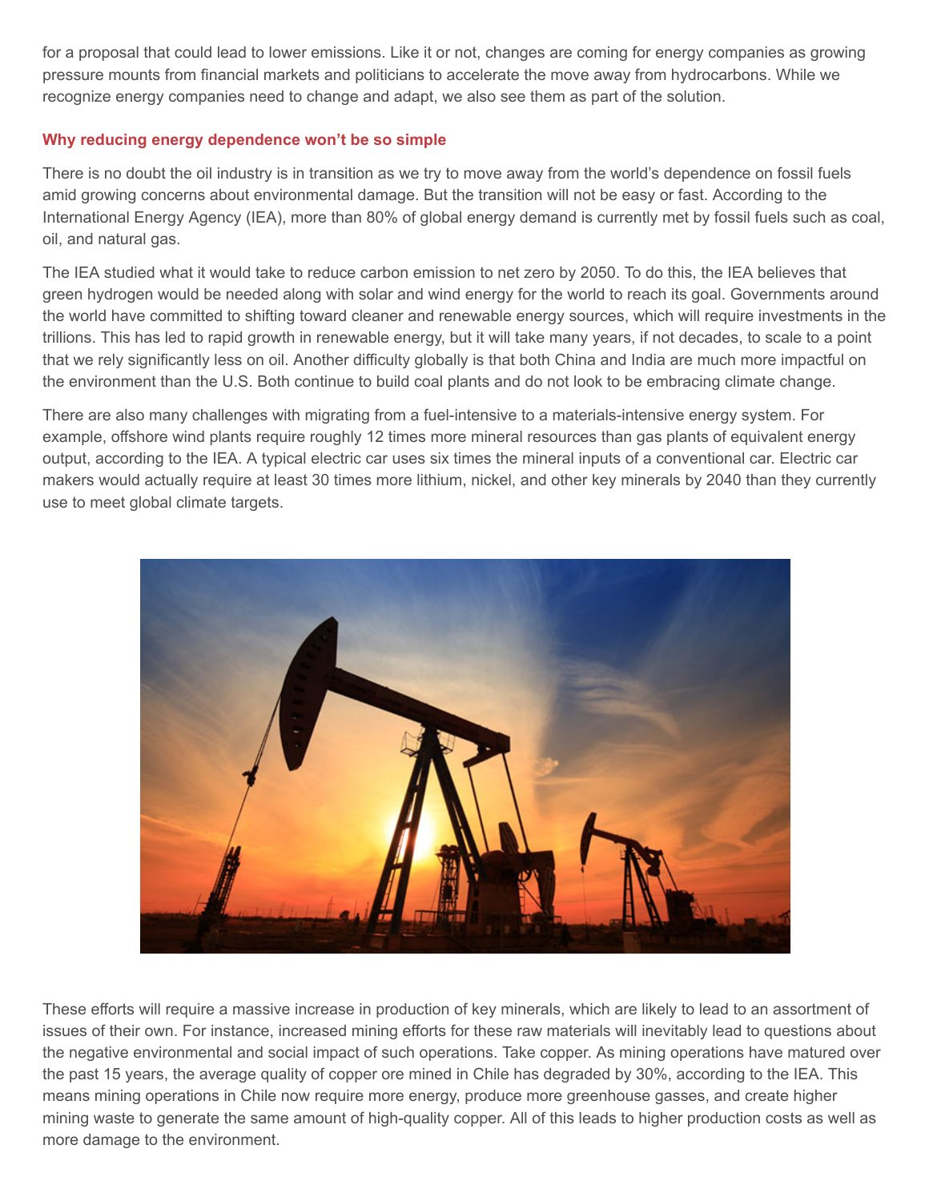for a proposal that could lead to lower emissions. Like it or not, changes are coming for energy companies as growing pressure mounts from financial markets and politicians to accelerate the move away from hydrocarbons. While we recognize energy companies need to change and adapt, we also see them as part of the solution.

### Why reducing energy dependence won't be so simple

There is no doubt the oil industry is in transition as we try to move away from the world's dependence on fossil fuels amid growing concerns about environmental damage. But the transition will not be easy or fast. According to the International Energy Agency (IEA), more than 80% of global energy demand is currently met by fossil fuels such as coal, oil, and natural gas.

The IEA studied what it would take to reduce carbon emission to net zero by 2050. To do this, the IEA believes that green hydrogen would be needed along with solar and wind energy for the world to reach its goal. Governments around the world have committed to shifting toward cleaner and renewable energy sources, which will require investments in the trillions. This has led to rapid growth in renewable energy, but it will take many years, if not decades, to scale to a point that we rely significantly less on oil. Another difficulty globally is that both China and India are much more impactful on the environment than the U.S. Both continue to build coal plants and do not look to be embracing climate change.

There are also many challenges with migrating from a fuel-intensive to a materials-intensive energy system. For example, offshore wind plants require roughly 12 times more mineral resources than gas plants of equivalent energy output, according to the IEA. A typical electric car uses six times the mineral inputs of a conventional car. Electric car makers would actually require at least 30 times more lithium, nickel, and other key minerals by 2040 than they currently use to meet global climate targets.

These efforts will require a massive increase in production of key minerals, which are likely to lead to an assortment of issues of their own. For instance, increased mining efforts for these raw materials will inevitably lead to questions about the negative environmental and social impact of such operations. Take copper. As mining operations have matured over the past 15 years, the average quality of copper ore mined in Chile has degraded by 30%, according to the IEA. This means mining operations in Chile now require more energy, produce more greenhouse gasses, and create higher mining waste to generate the same amount of high-quality copper. All of this leads to higher production costs as well as more damage to the environment.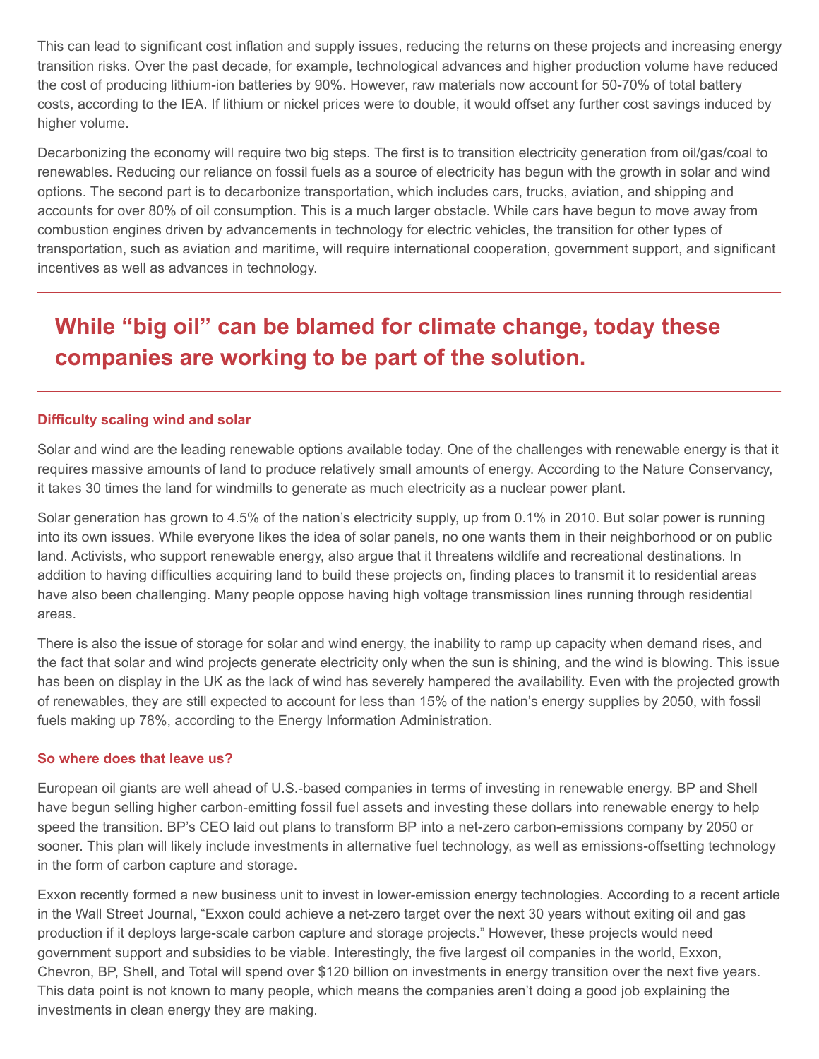This can lead to significant cost inflation and supply issues, reducing the returns on these projects and increasing energy transition risks. Over the past decade, for example, technological advances and higher production volume have reduced the cost of producing lithium-ion batteries by 90%. However, raw materials now account for 50-70% of total battery costs, according to the IEA. If lithium or nickel prices were to double, it would offset any further cost savings induced by higher volume.

Decarbonizing the economy will require two big steps. The first is to transition electricity generation from oil/gas/coal to renewables. Reducing our reliance on fossil fuels as a source of electricity has begun with the growth in solar and wind options. The second part is to decarbonize transportation, which includes cars, trucks, aviation, and shipping and accounts for over 80% of oil consumption. This is a much larger obstacle. While cars have begun to move away from combustion engines driven by advancements in technology for electric vehicles, the transition for other types of transportation, such as aviation and maritime, will require international cooperation, government support, and significant incentives as well as advances in technology.

## While "big oil" can be blamed for climate change, today these companies are working to be part of the solution.

### Difficulty scaling wind and solar

Solar and wind are the leading renewable options available today. One of the challenges with renewable energy is that it requires massive amounts of land to produce relatively small amounts of energy. According to the Nature Conservancy, it takes 30 times the land for windmills to generate as much electricity as a nuclear power plant.

Solar generation has grown to 4.5% of the nation's electricity supply, up from 0.1% in 2010. But solar power is running into its own issues. While everyone likes the idea of solar panels, no one wants them in their neighborhood or on public land. Activists, who support renewable energy, also argue that it threatens wildlife and recreational destinations. In addition to having difficulties acquiring land to build these projects on, finding places to transmit it to residential areas have also been challenging. Many people oppose having high voltage transmission lines running through residential areas.

There is also the issue of storage for solar and wind energy, the inability to ramp up capacity when demand rises, and the fact that solar and wind projects generate electricity only when the sun is shining, and the wind is blowing. This issue has been on display in the UK as the lack of wind has severely hampered the availability. Even with the projected growth of renewables, they are still expected to account for less than 15% of the nation's energy supplies by 2050, with fossil fuels making up 78%, according to the Energy Information Administration.

### So where does that leave us?

European oil giants are well ahead of U.S.-based companies in terms of investing in renewable energy. BP and Shell have begun selling higher carbon-emitting fossil fuel assets and investing these dollars into renewable energy to help speed the transition. BP's CEO laid out plans to transform BP into a net-zero carbon-emissions company by 2050 or sooner. This plan will likely include investments in alternative fuel technology, as well as emissions-offsetting technology in the form of carbon capture and storage.

Exxon recently formed a new business unit to invest in lower-emission energy technologies. According to a recent article in the Wall Street Journal, "Exxon could achieve a net-zero target over the next 30 years without exiting oil and gas production if it deploys large-scale carbon capture and storage projects." However, these projects would need government support and subsidies to be viable. Interestingly, the five largest oil companies in the world, Exxon, Chevron, BP, Shell, and Total will spend over $120 billion on investments in energy transition over the next five years. This data point is not known to many people, which means the companies aren't doing a good job explaining the investments in clean energy they are making.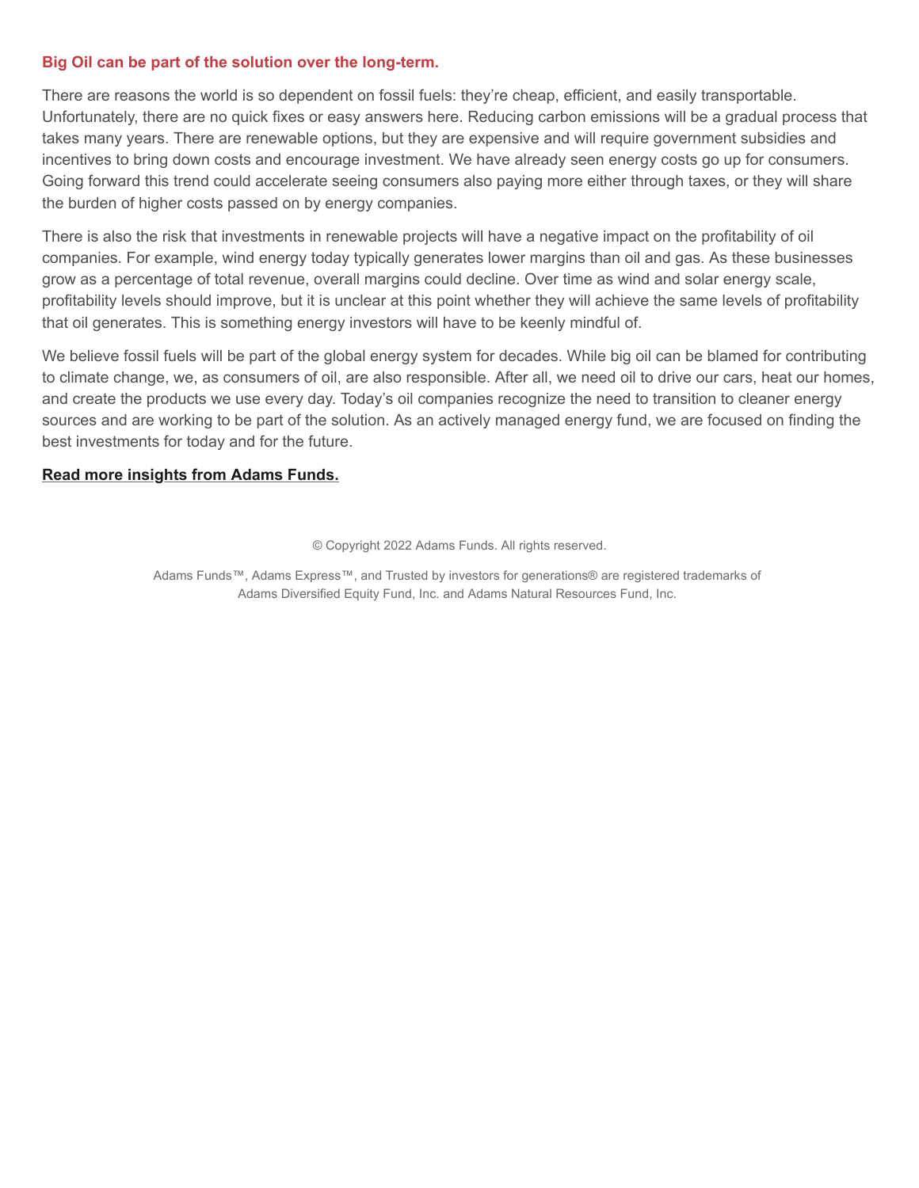**Big Oil can be part of the solution over the long-term.**

There are reasons the world is so dependent on fossil fuels: they're cheap, efficient, and easily transportable. Unfortunately, there are no quick fixes or easy answers here. Reducing carbon emissions will be a gradual process that takes many years. There are renewable options, but they are expensive and will require government subsidies and incentives to bring down costs and encourage investment. We have already seen energy costs go up for consumers. Going forward this trend could accelerate seeing consumers also paying more either through taxes, or they will share the burden of higher costs passed on by energy companies.

There is also the risk that investments in renewable projects will have a negative impact on the profitability of oil companies. For example, wind energy today typically generates lower margins than oil and gas. As these businesses grow as a percentage of total revenue, overall margins could decline. Over time as wind and solar energy scale, profitability levels should improve, but it is unclear at this point whether they will achieve the same levels of profitability that oil generates. This is something energy investors will have to be keenly mindful of.

We believe fossil fuels will be part of the global energy system for decades. While big oil can be blamed for contributing to climate change, we, as consumers of oil, are also responsible. After all, we need oil to drive our cars, heat our homes, and create the products we use every day. Today's oil companies recognize the need to transition to cleaner energy sources and are working to be part of the solution. As an actively managed energy fund, we are focused on finding the best investments for today and for the future.

**Read more insights from Adams Funds.**

© Copyright 2022 Adams Funds. All rights reserved.

Adams Funds™, Adams Express™, and Trusted by investors for generations® are registered trademarks of Adams Diversified Equity Fund, Inc. and Adams Natural Resources Fund, Inc.